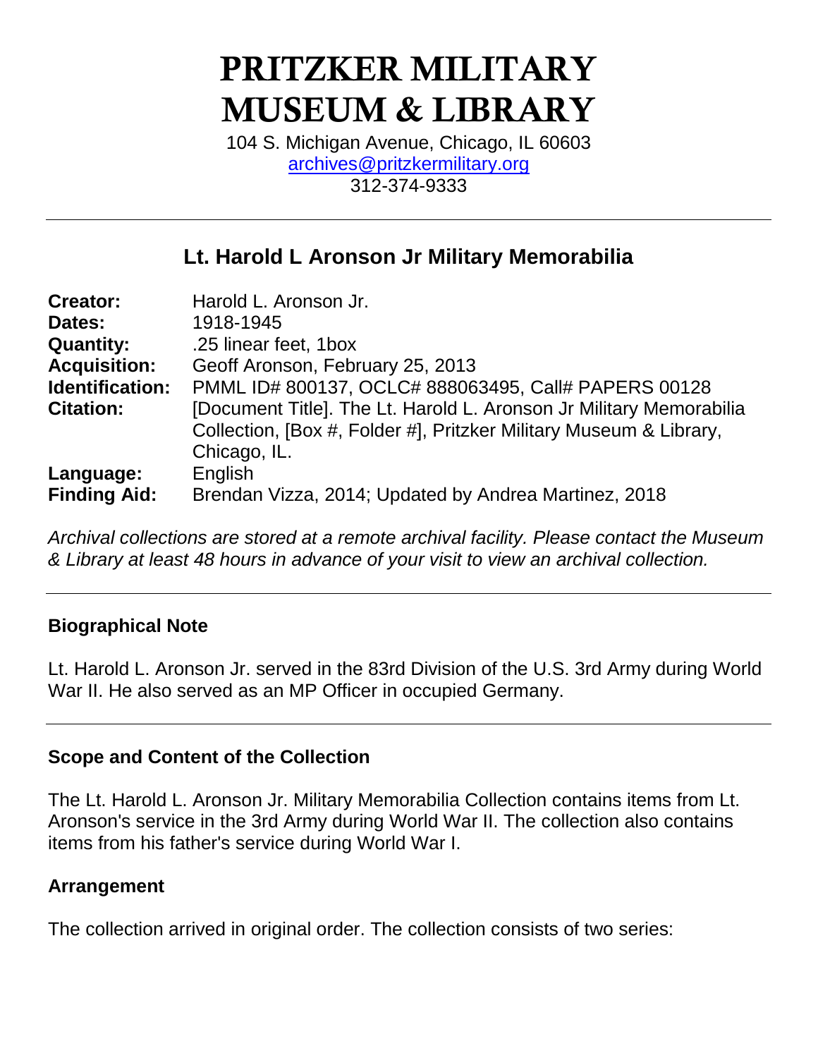# PRITZKER MILITARY MUSEUM & LIBRARY

104 S. Michigan Avenue, Chicago, IL 60603
archives@pritzkermilitary.org
312-374-9333

---

## Lt. Harold L Aronson Jr Military Memorabilia

| | |
|---|---|
| **Creator:** | Harold L. Aronson Jr. |
| **Dates:** | 1918-1945 |
| **Quantity:** | .25 linear feet, 1box |
| **Acquisition:** | Geoff Aronson, February 25, 2013 |
| **Identification:** | PMML ID# 800137, OCLC# 888063495, Call# PAPERS 00128 |
| **Citation:** | [Document Title]. The Lt. Harold L. Aronson Jr Military Memorabilia Collection, [Box #, Folder #], Pritzker Military Museum & Library, Chicago, IL. |
| **Language:** | English |
| **Finding Aid:** | Brendan Vizza, 2014; Updated by Andrea Martinez, 2018 |

*Archival collections are stored at a remote archival facility. Please contact the Museum & Library at least 48 hours in advance of your visit to view an archival collection.*

---

### Biographical Note

Lt. Harold L. Aronson Jr. served in the 83rd Division of the U.S. 3rd Army during World War II. He also served as an MP Officer in occupied Germany.

---

### Scope and Content of the Collection

The Lt. Harold L. Aronson Jr. Military Memorabilia Collection contains items from Lt. Aronson's service in the 3rd Army during World War II. The collection also contains items from his father's service during World War I.

### Arrangement

The collection arrived in original order. The collection consists of two series: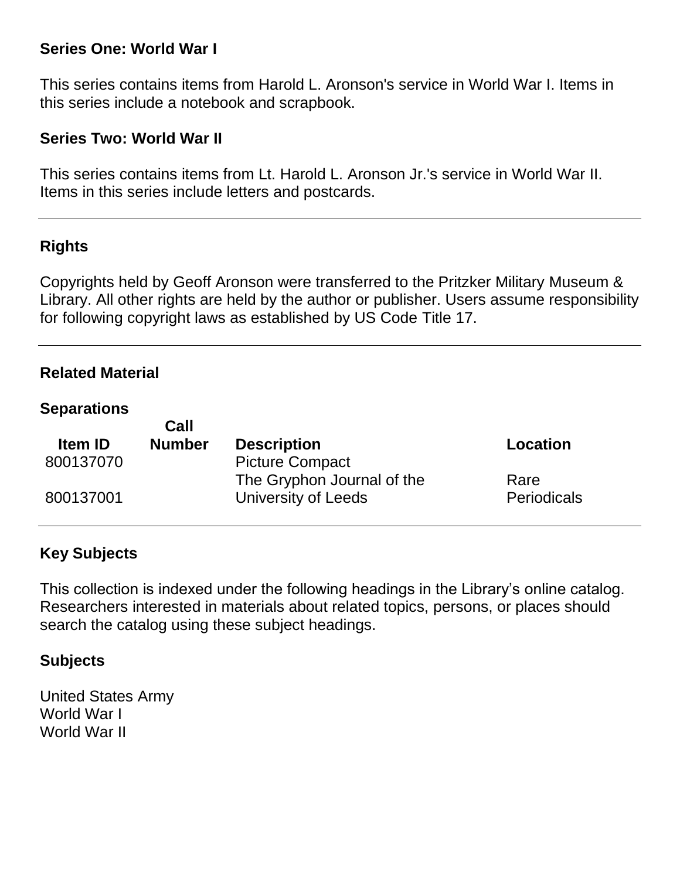**Series One: World War I**

This series contains items from Harold L. Aronson's service in World War I. Items in this series include a notebook and scrapbook.

**Series Two: World War II**

This series contains items from Lt. Harold L. Aronson Jr.'s service in World War II. Items in this series include letters and postcards.

---

## Rights

Copyrights held by Geoff Aronson were transferred to the Pritzker Military Museum & Library. All other rights are held by the author or publisher. Users assume responsibility for following copyright laws as established by US Code Title 17.

---

## Related Material

### Separations

| Item ID | Call Number | Description | Location |
| --- | --- | --- | --- |
| 800137070 | | Picture Compact | |
| 800137001 | | The Gryphon Journal of the University of Leeds | Rare Periodicals |

---

## Key Subjects

This collection is indexed under the following headings in the Library's online catalog. Researchers interested in materials about related topics, persons, or places should search the catalog using these subject headings.

### Subjects

United States Army
World War I
World War II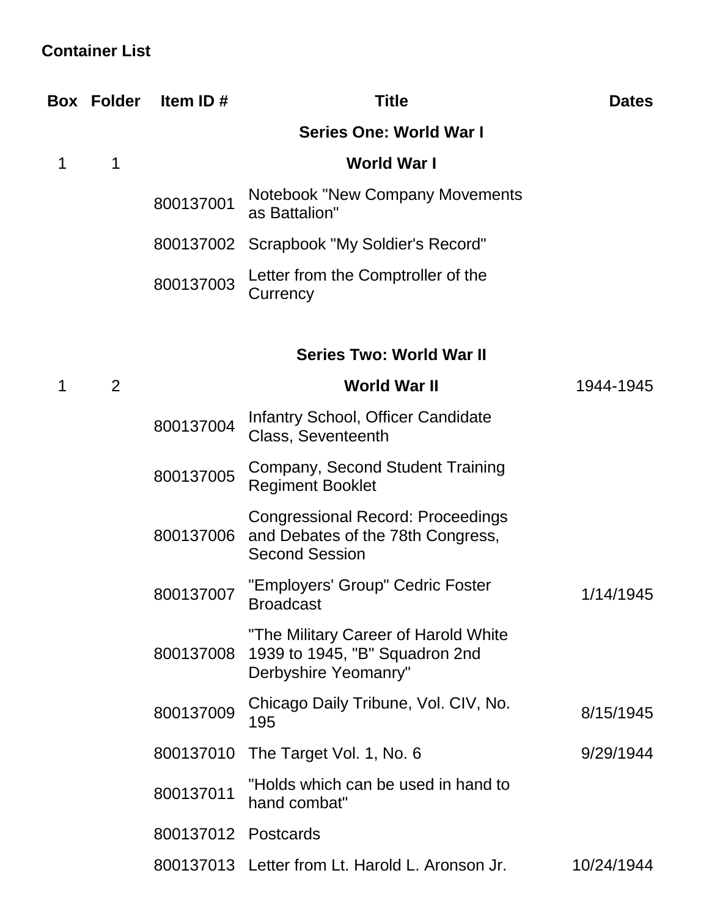## Container List

| Box | Folder | Item ID # | Title | Dates |
|---|---|---|---|---|
| | | | **Series One: World War I** | |
| 1 | 1 | | **World War I** | |
| | | 800137001 | Notebook "New Company Movements as Battalion" | |
| | | 800137002 | Scrapbook "My Soldier's Record" | |
| | | 800137003 | Letter from the Comptroller of the Currency | |
| | | | **Series Two: World War II** | |
| 1 | 2 | | **World War II** | 1944-1945 |
| | | 800137004 | Infantry School, Officer Candidate Class, Seventeenth | |
| | | 800137005 | Company, Second Student Training Regiment Booklet | |
| | | 800137006 | Congressional Record: Proceedings and Debates of the 78th Congress, Second Session | |
| | | 800137007 | "Employers' Group" Cedric Foster Broadcast | 1/14/1945 |
| | | 800137008 | "The Military Career of Harold White 1939 to 1945, "B" Squadron 2nd Derbyshire Yeomanry" | |
| | | 800137009 | Chicago Daily Tribune, Vol. CIV, No. 195 | 8/15/1945 |
| | | 800137010 | The Target Vol. 1, No. 6 | 9/29/1944 |
| | | 800137011 | "Holds which can be used in hand to hand combat" | |
| | | 800137012 | Postcards | |
| | | 800137013 | Letter from Lt. Harold L. Aronson Jr. | 10/24/1944 |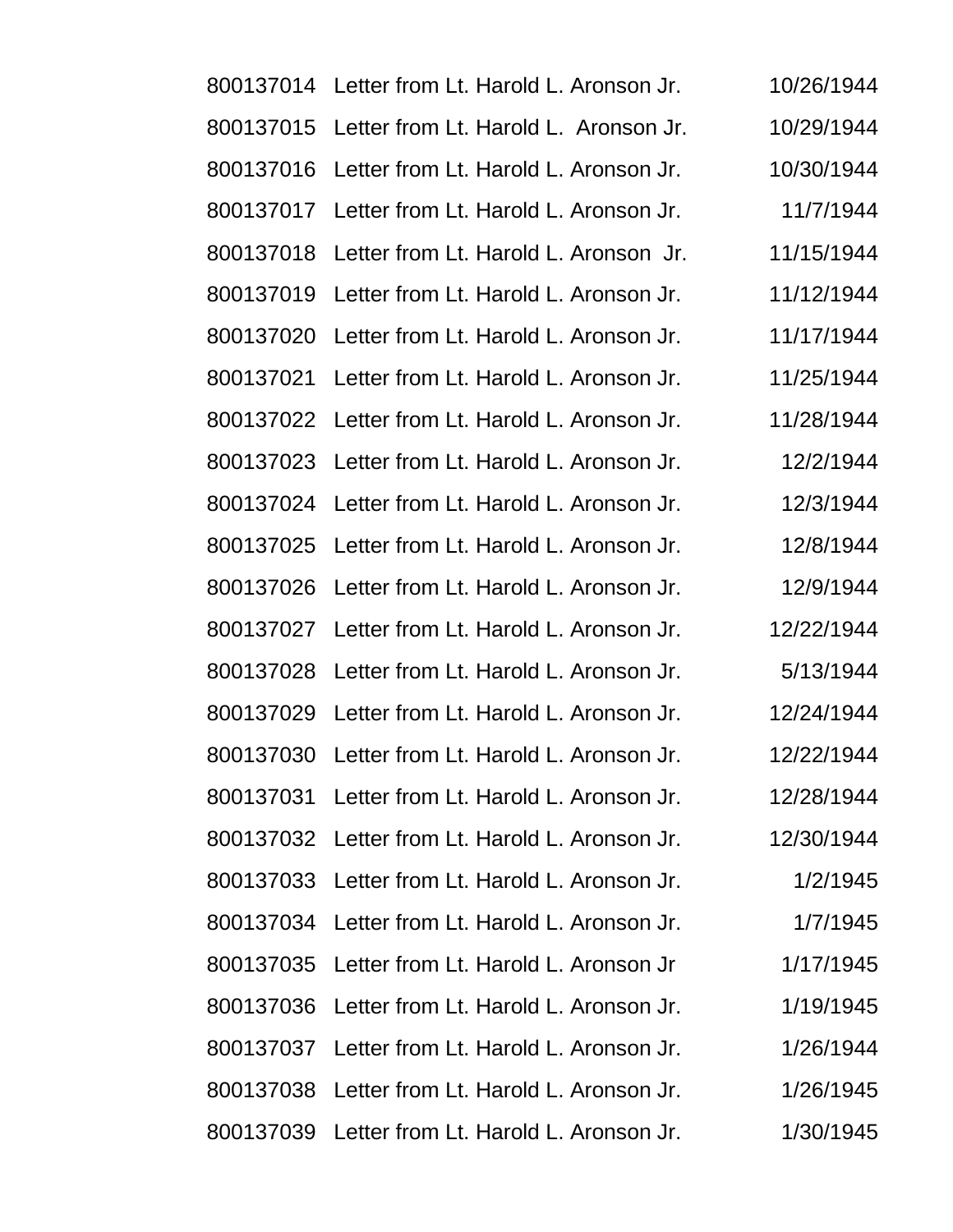| | | |
|---|---|---|
| 800137014 | Letter from Lt. Harold L. Aronson Jr. | 10/26/1944 |
| 800137015 | Letter from Lt. Harold L.  Aronson Jr. | 10/29/1944 |
| 800137016 | Letter from Lt. Harold L. Aronson Jr. | 10/30/1944 |
| 800137017 | Letter from Lt. Harold L. Aronson Jr. | 11/7/1944 |
| 800137018 | Letter from Lt. Harold L. Aronson  Jr. | 11/15/1944 |
| 800137019 | Letter from Lt. Harold L. Aronson Jr. | 11/12/1944 |
| 800137020 | Letter from Lt. Harold L. Aronson Jr. | 11/17/1944 |
| 800137021 | Letter from Lt. Harold L. Aronson Jr. | 11/25/1944 |
| 800137022 | Letter from Lt. Harold L. Aronson Jr. | 11/28/1944 |
| 800137023 | Letter from Lt. Harold L. Aronson Jr. | 12/2/1944 |
| 800137024 | Letter from Lt. Harold L. Aronson Jr. | 12/3/1944 |
| 800137025 | Letter from Lt. Harold L. Aronson Jr. | 12/8/1944 |
| 800137026 | Letter from Lt. Harold L. Aronson Jr. | 12/9/1944 |
| 800137027 | Letter from Lt. Harold L. Aronson Jr. | 12/22/1944 |
| 800137028 | Letter from Lt. Harold L. Aronson Jr. | 5/13/1944 |
| 800137029 | Letter from Lt. Harold L. Aronson Jr. | 12/24/1944 |
| 800137030 | Letter from Lt. Harold L. Aronson Jr. | 12/22/1944 |
| 800137031 | Letter from Lt. Harold L. Aronson Jr. | 12/28/1944 |
| 800137032 | Letter from Lt. Harold L. Aronson Jr. | 12/30/1944 |
| 800137033 | Letter from Lt. Harold L. Aronson Jr. | 1/2/1945 |
| 800137034 | Letter from Lt. Harold L. Aronson Jr. | 1/7/1945 |
| 800137035 | Letter from Lt. Harold L. Aronson Jr | 1/17/1945 |
| 800137036 | Letter from Lt. Harold L. Aronson Jr. | 1/19/1945 |
| 800137037 | Letter from Lt. Harold L. Aronson Jr. | 1/26/1944 |
| 800137038 | Letter from Lt. Harold L. Aronson Jr. | 1/26/1945 |
| 800137039 | Letter from Lt. Harold L. Aronson Jr. | 1/30/1945 |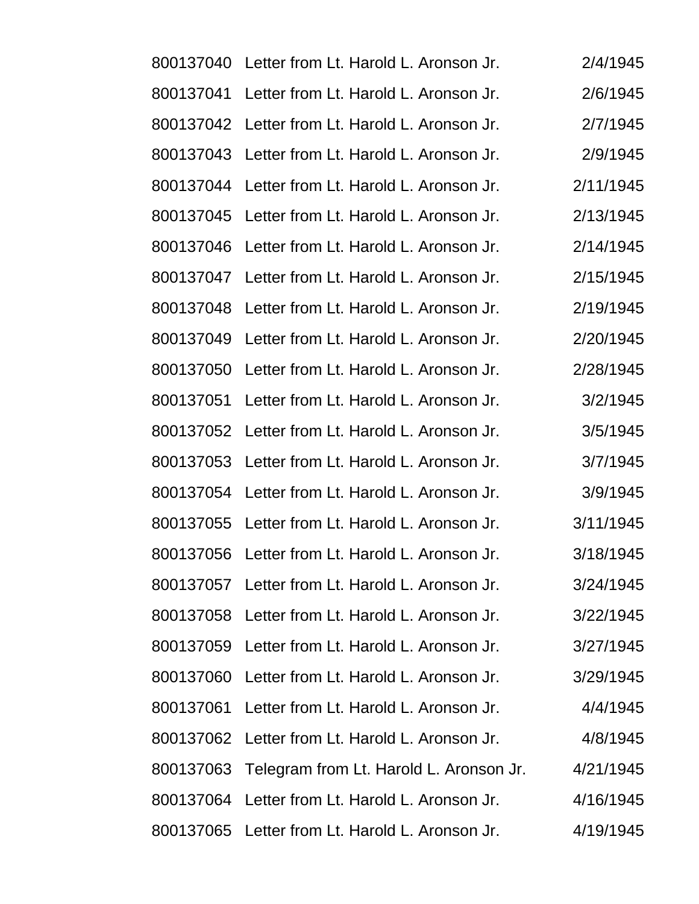| | | |
|---|---|---|
| 800137040 | Letter from Lt. Harold L. Aronson Jr. | 2/4/1945 |
| 800137041 | Letter from Lt. Harold L. Aronson Jr. | 2/6/1945 |
| 800137042 | Letter from Lt. Harold L. Aronson Jr. | 2/7/1945 |
| 800137043 | Letter from Lt. Harold L. Aronson Jr. | 2/9/1945 |
| 800137044 | Letter from Lt. Harold L. Aronson Jr. | 2/11/1945 |
| 800137045 | Letter from Lt. Harold L. Aronson Jr. | 2/13/1945 |
| 800137046 | Letter from Lt. Harold L. Aronson Jr. | 2/14/1945 |
| 800137047 | Letter from Lt. Harold L. Aronson Jr. | 2/15/1945 |
| 800137048 | Letter from Lt. Harold L. Aronson Jr. | 2/19/1945 |
| 800137049 | Letter from Lt. Harold L. Aronson Jr. | 2/20/1945 |
| 800137050 | Letter from Lt. Harold L. Aronson Jr. | 2/28/1945 |
| 800137051 | Letter from Lt. Harold L. Aronson Jr. | 3/2/1945 |
| 800137052 | Letter from Lt. Harold L. Aronson Jr. | 3/5/1945 |
| 800137053 | Letter from Lt. Harold L. Aronson Jr. | 3/7/1945 |
| 800137054 | Letter from Lt. Harold L. Aronson Jr. | 3/9/1945 |
| 800137055 | Letter from Lt. Harold L. Aronson Jr. | 3/11/1945 |
| 800137056 | Letter from Lt. Harold L. Aronson Jr. | 3/18/1945 |
| 800137057 | Letter from Lt. Harold L. Aronson Jr. | 3/24/1945 |
| 800137058 | Letter from Lt. Harold L. Aronson Jr. | 3/22/1945 |
| 800137059 | Letter from Lt. Harold L. Aronson Jr. | 3/27/1945 |
| 800137060 | Letter from Lt. Harold L. Aronson Jr. | 3/29/1945 |
| 800137061 | Letter from Lt. Harold L. Aronson Jr. | 4/4/1945 |
| 800137062 | Letter from Lt. Harold L. Aronson Jr. | 4/8/1945 |
| 800137063 | Telegram from Lt. Harold L. Aronson Jr. | 4/21/1945 |
| 800137064 | Letter from Lt. Harold L. Aronson Jr. | 4/16/1945 |
| 800137065 | Letter from Lt. Harold L. Aronson Jr. | 4/19/1945 |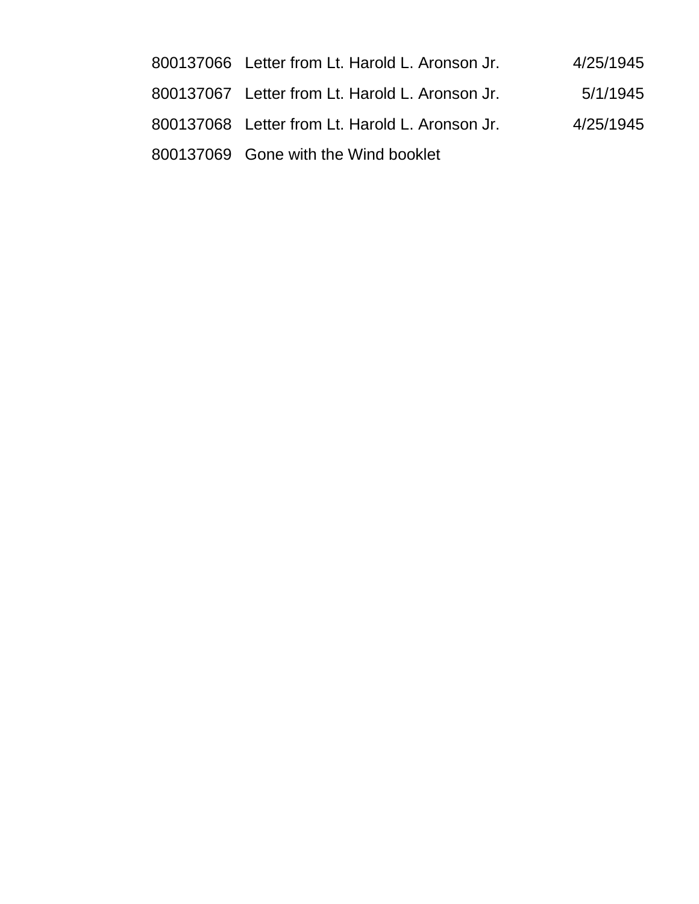| | | |
|---|---|---|
| 800137066 | Letter from Lt. Harold L. Aronson Jr. | 4/25/1945 |
| 800137067 | Letter from Lt. Harold L. Aronson Jr. | 5/1/1945 |
| 800137068 | Letter from Lt. Harold L. Aronson Jr. | 4/25/1945 |
| 800137069 | Gone with the Wind booklet | |